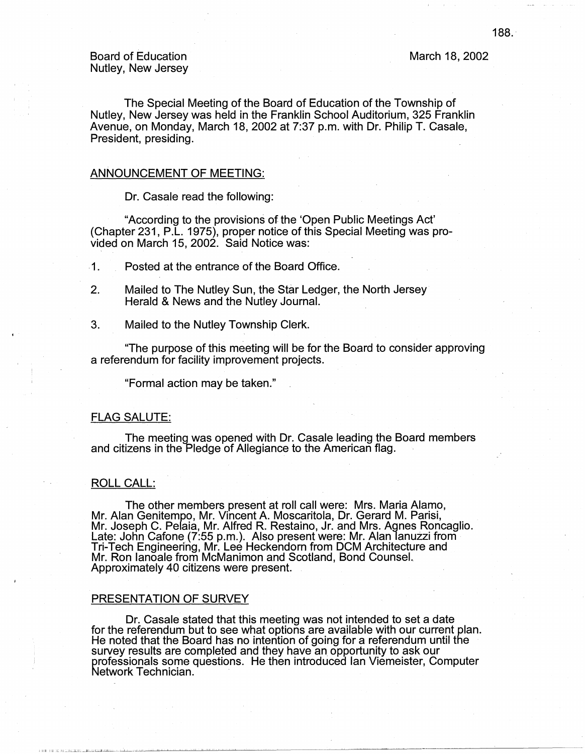Board of Education
Nutley, New Jersey

March 18, 2002

The Special Meeting of the Board of Education of the Township of Nutley, New Jersey was held in the Franklin School Auditorium, 325 Franklin Avenue, on Monday, March 18, 2002 at 7:37 p.m. with Dr. Philip T. Casale, President, presiding.

## ANNOUNCEMENT OF MEETING:

Dr. Casale read the following:

"According to the provisions of the 'Open Public Meetings Act' (Chapter 231, P.L. 1975), proper notice of this Special Meeting was provided on March 15, 2002. Said Notice was:

1. Posted at the entrance of the Board Office.
2. Mailed to The Nutley Sun, the Star Ledger, the North Jersey Herald & News and the Nutley Journal.
3. Mailed to the Nutley Township Clerk.

"The purpose of this meeting will be for the Board to consider approving a referendum for facility improvement projects.

"Formal action may be taken."

## FLAG SALUTE:

The meeting was opened with Dr. Casale leading the Board members and citizens in the Pledge of Allegiance to the American flag.

## ROLL CALL:

The other members present at roll call were: Mrs. Maria Alamo, Mr. Alan Genitempo, Mr. Vincent A. Moscaritola, Dr. Gerard M. Parisi, Mr. Joseph C. Pelaia, Mr. Alfred R. Restaino, Jr. and Mrs. Agnes Roncaglio. Late: John Cafone (7:55 p.m.). Also present were: Mr. Alan Ianuzzi from Tri-Tech Engineering, Mr. Lee Heckendorn from DCM Architecture and Mr. Ron Ianoale from McManimon and Scotland, Bond Counsel. Approximately 40 citizens were present.

## PRESENTATION OF SURVEY

Dr. Casale stated that this meeting was not intended to set a date for the referendum but to see what options are available with our current plan. He noted that the Board has no intention of going for a referendum until the survey results are completed and they have an opportunity to ask our professionals some questions. He then introduced Ian Viemeister, Computer Network Technician.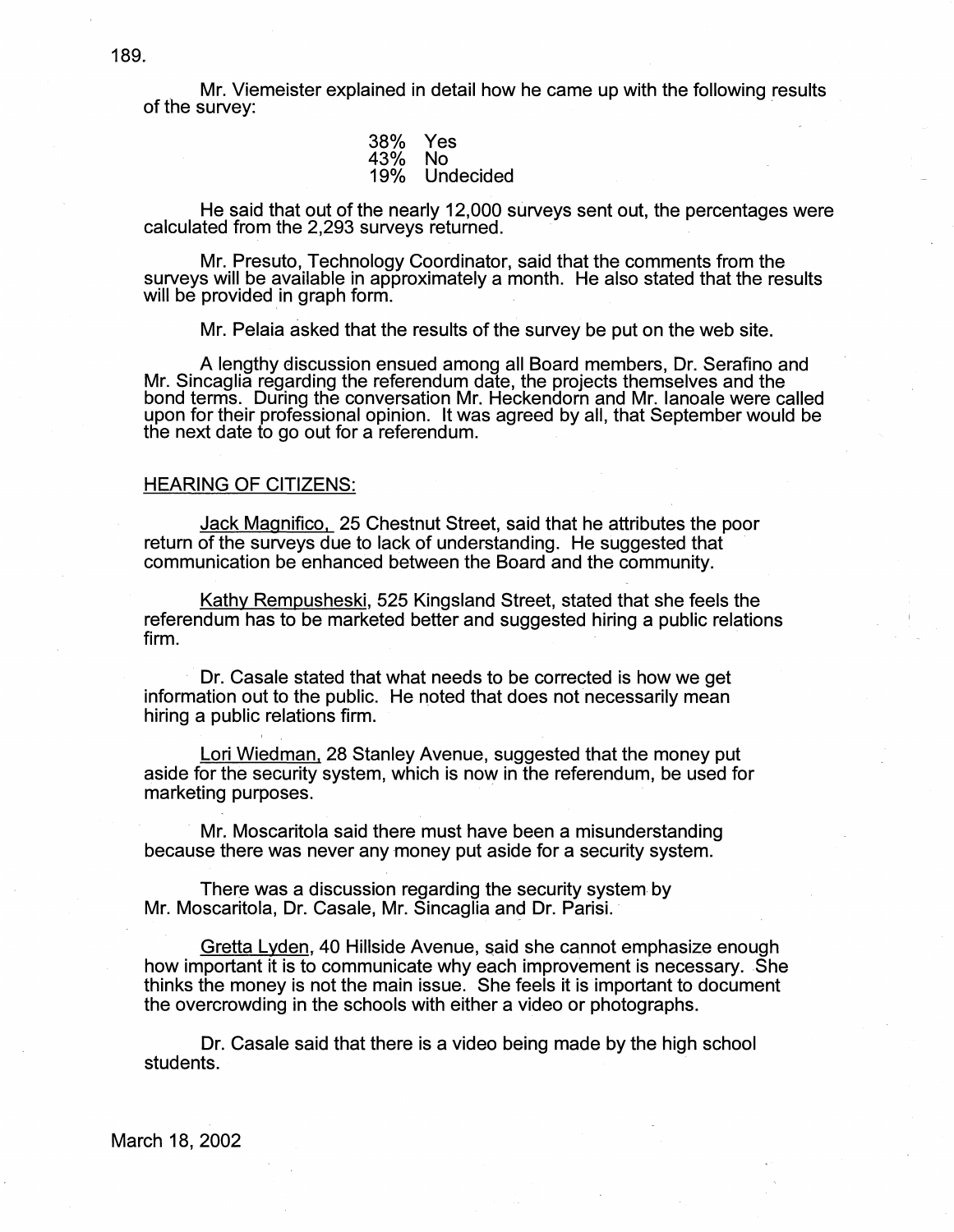Mr. Viemeister explained in detail how he came up with the following results of the survey:

38% Yes
43% No
19% Undecided

He said that out of the nearly 12,000 surveys sent out, the percentages were calculated from the 2,293 surveys returned.

Mr. Presuto, Technology Coordinator, said that the comments from the surveys will be available in approximately a month. He also stated that the results will be provided in graph form.

Mr. Pelaia asked that the results of the survey be put on the web site.

A lengthy discussion ensued among all Board members, Dr. Serafino and Mr. Sincaglia regarding the referendum date, the projects themselves and the bond terms. During the conversation Mr. Heckendorn and Mr. Ianoale were called upon for their professional opinion. It was agreed by all, that September would be the next date to go out for a referendum.

HEARING OF CITIZENS:

Jack Magnifico, 25 Chestnut Street, said that he attributes the poor return of the surveys due to lack of understanding. He suggested that communication be enhanced between the Board and the community.

Kathy Rempusheski, 525 Kingsland Street, stated that she feels the referendum has to be marketed better and suggested hiring a public relations firm.

Dr. Casale stated that what needs to be corrected is how we get information out to the public. He noted that does not necessarily mean hiring a public relations firm.

Lori Wiedman, 28 Stanley Avenue, suggested that the money put aside for the security system, which is now in the referendum, be used for marketing purposes.

Mr. Moscaritola said there must have been a misunderstanding because there was never any money put aside for a security system.

There was a discussion regarding the security system by Mr. Moscaritola, Dr. Casale, Mr. Sincaglia and Dr. Parisi.

Gretta Lyden, 40 Hillside Avenue, said she cannot emphasize enough how important it is to communicate why each improvement is necessary. She thinks the money is not the main issue. She feels it is important to document the overcrowding in the schools with either a video or photographs.

Dr. Casale said that there is a video being made by the high school students.

March 18, 2002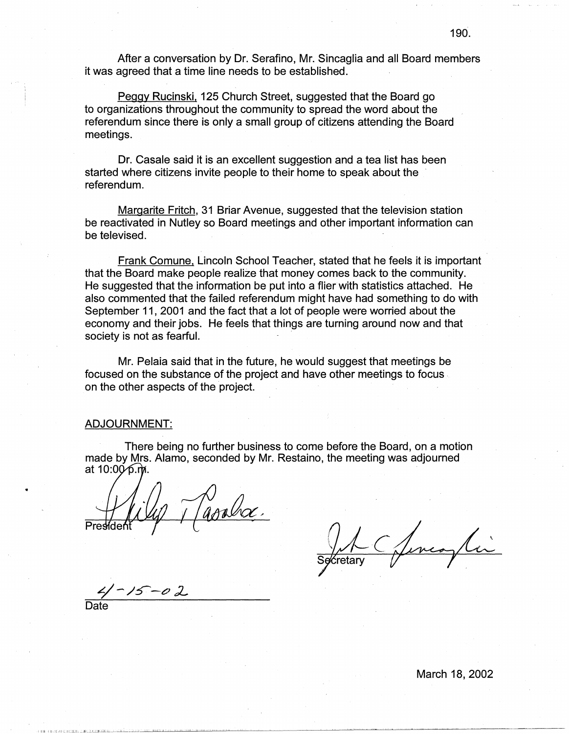After a conversation by Dr. Serafino, Mr. Sincaglia and all Board members it was agreed that a time line needs to be established.

Peggy Rucinski, 125 Church Street, suggested that the Board go to organizations throughout the community to spread the word about the referendum since there is only a small group of citizens attending the Board meetings.

Dr. Casale said it is an excellent suggestion and a tea list has been started where citizens invite people to their home to speak about the referendum.

Margarite Fritch, 31 Briar Avenue, suggested that the television station be reactivated in Nutley so Board meetings and other important information can be televised.

Frank Comune, Lincoln School Teacher, stated that he feels it is important that the Board make people realize that money comes back to the community. He suggested that the information be put into a flier with statistics attached. He also commented that the failed referendum might have had something to do with September 11, 2001 and the fact that a lot of people were worried about the economy and their jobs. He feels that things are turning around now and that society is not as fearful.

Mr. Pelaia said that in the future, he would suggest that meetings be focused on the substance of the project and have other meetings to focus on the other aspects of the project.

## ADJOURNMENT:

There being no further business to come before the Board, on a motion made by Mrs. Alamo, seconded by Mr. Restaino, the meeting was adjourned at 10:00 p.m.

Philip T. Casale.
President

John C. Sincaglia
Secretary

4-15-02
Date

March 18, 2002